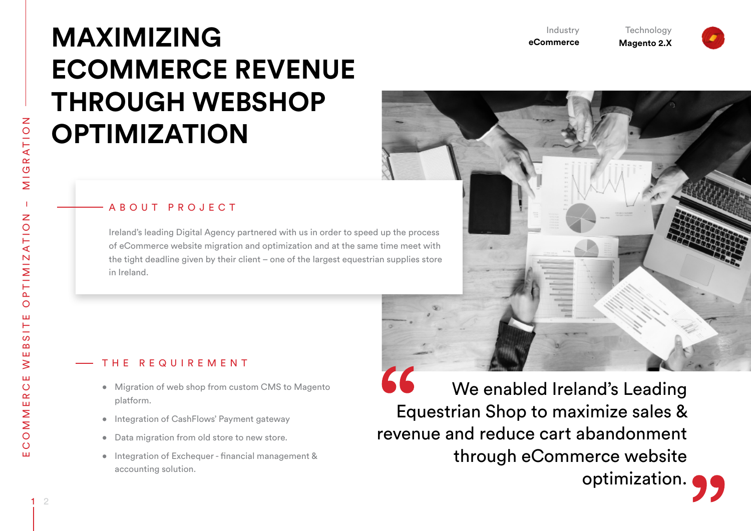# MAXIMIZING ECOMMERCE REVENUE THROUGH WEBSHOP OPTIMIZATION

Industry
**eCommerce**

Technology
**Magento 2.X**

## ABOUT PROJECT

Ireland's leading Digital Agency partnered with us in order to speed up the process of eCommerce website migration and optimization and at the same time meet with the tight deadline given by their client – one of the largest equestrian supplies store in Ireland.

## THE REQUIREMENT

- Migration of web shop from custom CMS to Magento platform.
- Integration of CashFlows' Payment gateway
- Data migration from old store to new store.
- Integration of Exchequer - financial management & accounting solution.

> "We enabled Ireland's Leading Equestrian Shop to maximize sales & revenue and reduce cart abandonment through eCommerce website optimization."

ECOMMERCE WEBSITE OPTIMIZATION – MIGRATION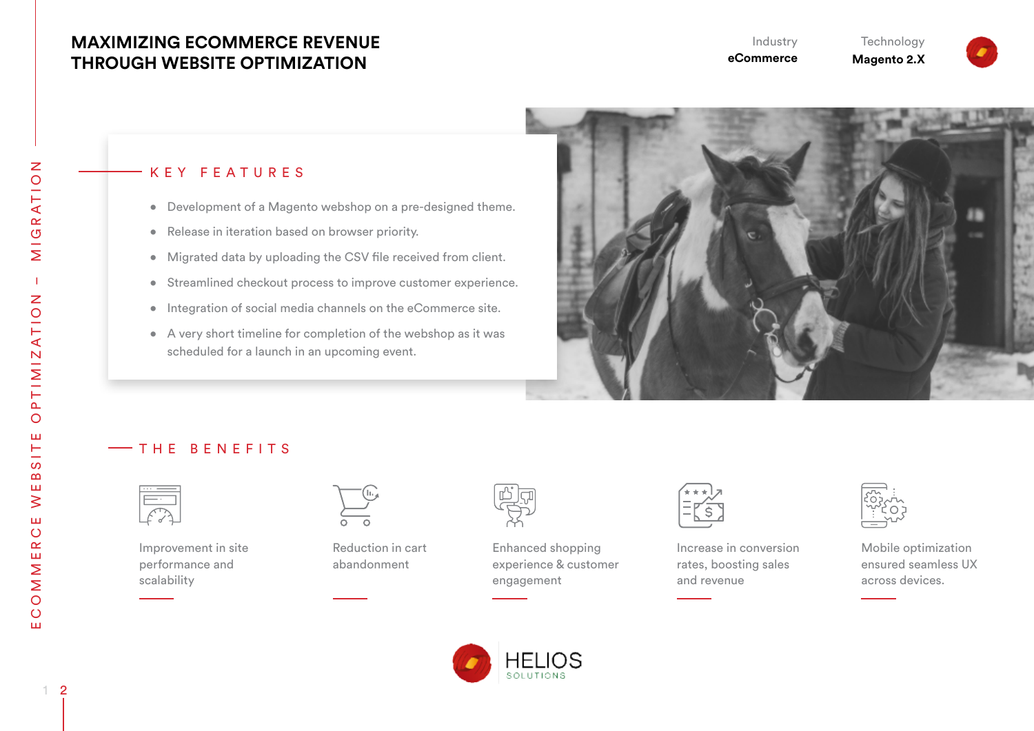# MAXIMIZING ECOMMERCE REVENUE THROUGH WEBSITE OPTIMIZATION

Industry
**eCommerce**

Technology
**Magento 2.X**

## KEY FEATURES

- Development of a Magento webshop on a pre-designed theme.
- Release in iteration based on browser priority.
- Migrated data by uploading the CSV file received from client.
- Streamlined checkout process to improve customer experience.
- Integration of social media channels on the eCommerce site.
- A very short timeline for completion of the webshop as it was scheduled for a launch in an upcoming event.

## THE BENEFITS

- Improvement in site performance and scalability
- Reduction in cart abandonment
- Enhanced shopping experience & customer engagement
- Increase in conversion rates, boosting sales and revenue
- Mobile optimization ensured seamless UX across devices.

ECOMMERCE WEBSITE OPTIMIZATION – MIGRATION

HELIOS SOLUTIONS